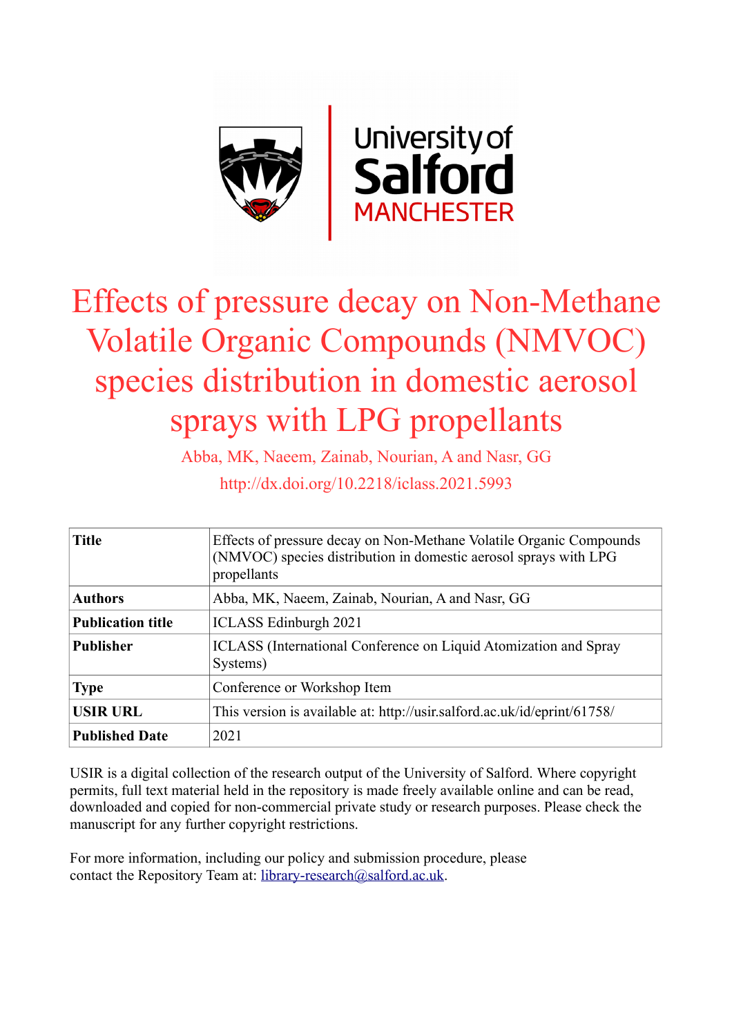# Effects of pressure decay on Non-Methane Volatile Organic Compounds (NMVOC) species distribution in domestic aerosol sprays with LPG propellants

Abba, MK, Naeem, Zainab, Nourian, A and Nasr, GG

http://dx.doi.org/10.2218/iclass.2021.5993

| **Title** | Effects of pressure decay on Non-Methane Volatile Organic Compounds (NMVOC) species distribution in domestic aerosol sprays with LPG propellants |
|---|---|
| **Authors** | Abba, MK, Naeem, Zainab, Nourian, A and Nasr, GG |
| **Publication title** | ICLASS Edinburgh 2021 |
| **Publisher** | ICLASS (International Conference on Liquid Atomization and Spray Systems) |
| **Type** | Conference or Workshop Item |
| **USIR URL** | This version is available at: http://usir.salford.ac.uk/id/eprint/61758/ |
| **Published Date** | 2021 |

USIR is a digital collection of the research output of the University of Salford. Where copyright permits, full text material held in the repository is made freely available online and can be read, downloaded and copied for non-commercial private study or research purposes. Please check the manuscript for any further copyright restrictions.

For more information, including our policy and submission procedure, please contact the Repository Team at: library-research@salford.ac.uk.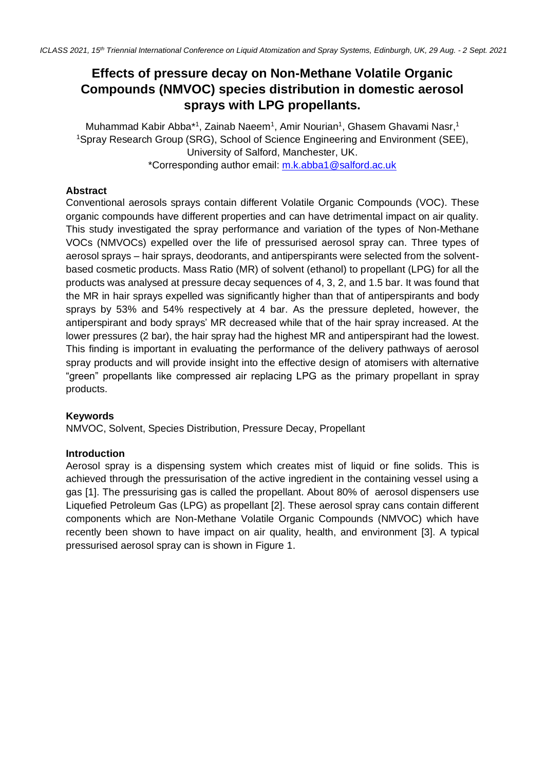# Effects of pressure decay on Non-Methane Volatile Organic Compounds (NMVOC) species distribution in domestic aerosol sprays with LPG propellants.

Muhammad Kabir Abba*[1], Zainab Naeem[1], Amir Nourian[1], Ghasem Ghavami Nasr,[1]

[1]Spray Research Group (SRG), School of Science Engineering and Environment (SEE), University of Salford, Manchester, UK.

*Corresponding author email: m.k.abba1@salford.ac.uk

## Abstract

Conventional aerosols sprays contain different Volatile Organic Compounds (VOC). These organic compounds have different properties and can have detrimental impact on air quality. This study investigated the spray performance and variation of the types of Non-Methane VOCs (NMVOCs) expelled over the life of pressurised aerosol spray can. Three types of aerosol sprays – hair sprays, deodorants, and antiperspirants were selected from the solvent-based cosmetic products. Mass Ratio (MR) of solvent (ethanol) to propellant (LPG) for all the products was analysed at pressure decay sequences of 4, 3, 2, and 1.5 bar. It was found that the MR in hair sprays expelled was significantly higher than that of antiperspirants and body sprays by 53% and 54% respectively at 4 bar. As the pressure depleted, however, the antiperspirant and body sprays' MR decreased while that of the hair spray increased. At the lower pressures (2 bar), the hair spray had the highest MR and antiperspirant had the lowest. This finding is important in evaluating the performance of the delivery pathways of aerosol spray products and will provide insight into the effective design of atomisers with alternative "green" propellants like compressed air replacing LPG as the primary propellant in spray products.

## Keywords

NMVOC, Solvent, Species Distribution, Pressure Decay, Propellant

## Introduction

Aerosol spray is a dispensing system which creates mist of liquid or fine solids. This is achieved through the pressurisation of the active ingredient in the containing vessel using a gas [1]. The pressurising gas is called the propellant. About 80% of aerosol dispensers use Liquefied Petroleum Gas (LPG) as propellant [2]. These aerosol spray cans contain different components which are Non-Methane Volatile Organic Compounds (NMVOC) which have recently been shown to have impact on air quality, health, and environment [3]. A typical pressurised aerosol spray can is shown in Figure 1.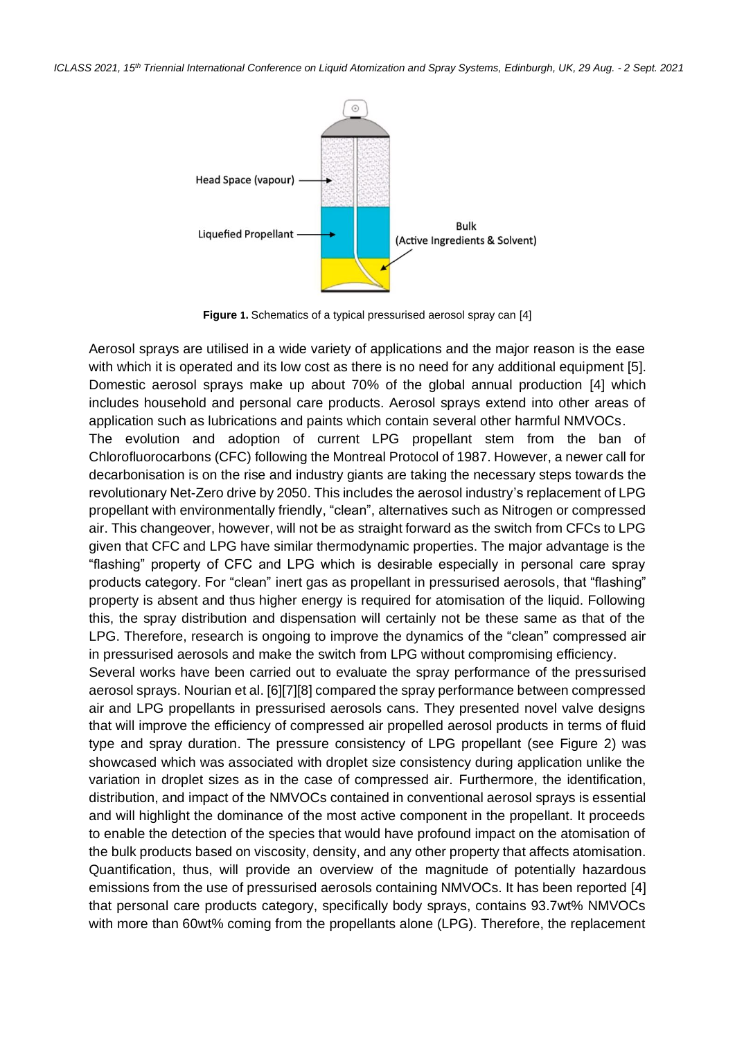Head Space (vapour)

Liquefied Propellant

Bulk (Active Ingredients & Solvent)

**Figure 1.** Schematics of a typical pressurised aerosol spray can [4]

Aerosol sprays are utilised in a wide variety of applications and the major reason is the ease with which it is operated and its low cost as there is no need for any additional equipment [5]. Domestic aerosol sprays make up about 70% of the global annual production [4] which includes household and personal care products. Aerosol sprays extend into other areas of application such as lubrications and paints which contain several other harmful NMVOCs.

The evolution and adoption of current LPG propellant stem from the ban of Chlorofluorocarbons (CFC) following the Montreal Protocol of 1987. However, a newer call for decarbonisation is on the rise and industry giants are taking the necessary steps towards the revolutionary Net-Zero drive by 2050. This includes the aerosol industry's replacement of LPG propellant with environmentally friendly, "clean", alternatives such as Nitrogen or compressed air. This changeover, however, will not be as straight forward as the switch from CFCs to LPG given that CFC and LPG have similar thermodynamic properties. The major advantage is the "flashing" property of CFC and LPG which is desirable especially in personal care spray products category. For "clean" inert gas as propellant in pressurised aerosols, that "flashing" property is absent and thus higher energy is required for atomisation of the liquid. Following this, the spray distribution and dispensation will certainly not be these same as that of the LPG. Therefore, research is ongoing to improve the dynamics of the "clean" compressed air in pressurised aerosols and make the switch from LPG without compromising efficiency.

Several works have been carried out to evaluate the spray performance of the pressurised aerosol sprays. Nourian et al. [6][7][8] compared the spray performance between compressed air and LPG propellants in pressurised aerosols cans. They presented novel valve designs that will improve the efficiency of compressed air propelled aerosol products in terms of fluid type and spray duration. The pressure consistency of LPG propellant (see Figure 2) was showcased which was associated with droplet size consistency during application unlike the variation in droplet sizes as in the case of compressed air. Furthermore, the identification, distribution, and impact of the NMVOCs contained in conventional aerosol sprays is essential and will highlight the dominance of the most active component in the propellant. It proceeds to enable the detection of the species that would have profound impact on the atomisation of the bulk products based on viscosity, density, and any other property that affects atomisation. Quantification, thus, will provide an overview of the magnitude of potentially hazardous emissions from the use of pressurised aerosols containing NMVOCs. It has been reported [4] that personal care products category, specifically body sprays, contains 93.7wt% NMVOCs with more than 60wt% coming from the propellants alone (LPG). Therefore, the replacement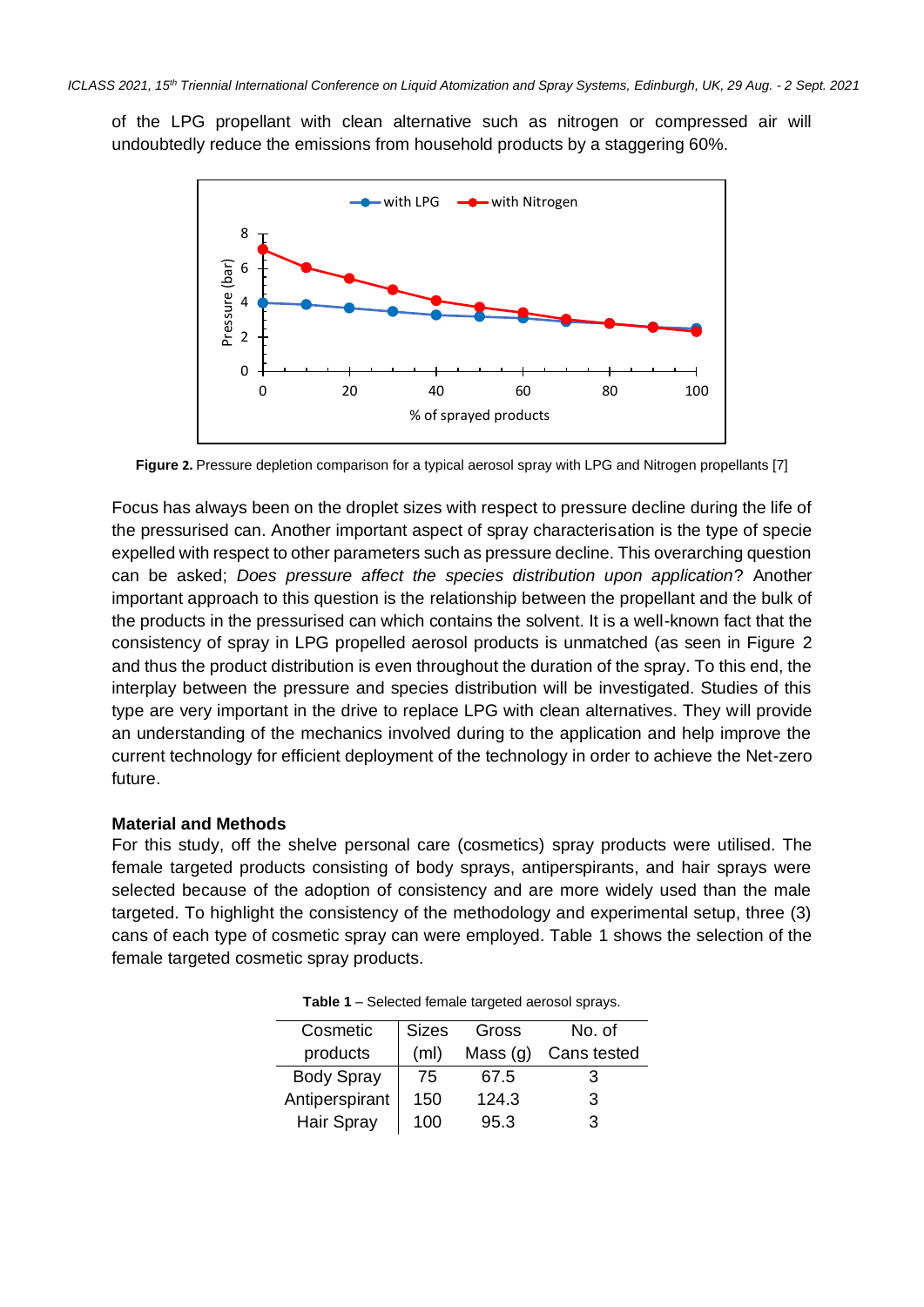of the LPG propellant with clean alternative such as nitrogen or compressed air will undoubtedly reduce the emissions from household products by a staggering 60%.

**Figure 2.** Pressure depletion comparison for a typical aerosol spray with LPG and Nitrogen propellants [7]

Focus has always been on the droplet sizes with respect to pressure decline during the life of the pressurised can. Another important aspect of spray characterisation is the type of specie expelled with respect to other parameters such as pressure decline. This overarching question can be asked; *Does pressure affect the species distribution upon application*? Another important approach to this question is the relationship between the propellant and the bulk of the products in the pressurised can which contains the solvent. It is a well-known fact that the consistency of spray in LPG propelled aerosol products is unmatched (as seen in Figure 2 and thus the product distribution is even throughout the duration of the spray. To this end, the interplay between the pressure and species distribution will be investigated. Studies of this type are very important in the drive to replace LPG with clean alternatives. They will provide an understanding of the mechanics involved during to the application and help improve the current technology for efficient deployment of the technology in order to achieve the Net-zero future.

## Material and Methods

For this study, off the shelve personal care (cosmetics) spray products were utilised. The female targeted products consisting of body sprays, antiperspirants, and hair sprays were selected because of the adoption of consistency and are more widely used than the male targeted. To highlight the consistency of the methodology and experimental setup, three (3) cans of each type of cosmetic spray can were employed. Table 1 shows the selection of the female targeted cosmetic spray products.

**Table 1** – Selected female targeted aerosol sprays.

| Cosmetic products | Sizes (ml) | Gross Mass (g) | No. of Cans tested |
|---|---|---|---|
| Body Spray | 75 | 67.5 | 3 |
| Antiperspirant | 150 | 124.3 | 3 |
| Hair Spray | 100 | 95.3 | 3 |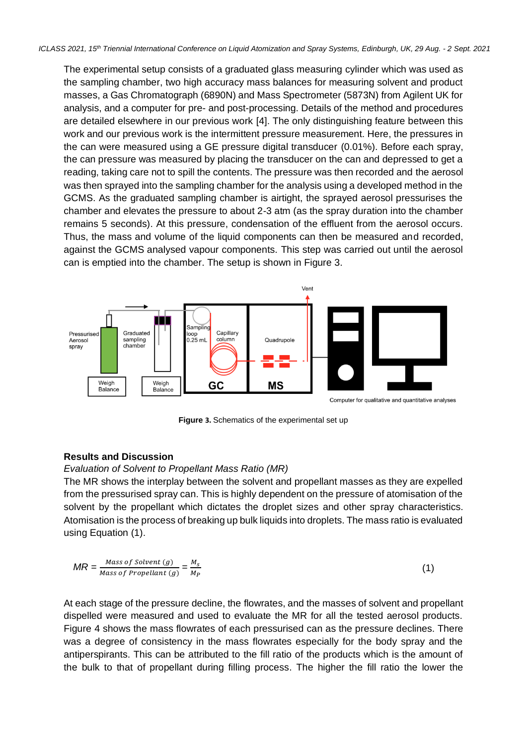The experimental setup consists of a graduated glass measuring cylinder which was used as the sampling chamber, two high accuracy mass balances for measuring solvent and product masses, a Gas Chromatograph (6890N) and Mass Spectrometer (5873N) from Agilent UK for analysis, and a computer for pre- and post-processing. Details of the method and procedures are detailed elsewhere in our previous work [4]. The only distinguishing feature between this work and our previous work is the intermittent pressure measurement. Here, the pressures in the can were measured using a GE pressure digital transducer (0.01%). Before each spray, the can pressure was measured by placing the transducer on the can and depressed to get a reading, taking care not to spill the contents. The pressure was then recorded and the aerosol was then sprayed into the sampling chamber for the analysis using a developed method in the GCMS. As the graduated sampling chamber is airtight, the sprayed aerosol pressurises the chamber and elevates the pressure to about 2-3 atm (as the spray duration into the chamber remains 5 seconds). At this pressure, condensation of the effluent from the aerosol occurs. Thus, the mass and volume of the liquid components can then be measured and recorded, against the GCMS analysed vapour components. This step was carried out until the aerosol can is emptied into the chamber. The setup is shown in Figure 3.

**Figure 3.** Schematics of the experimental set up

## Results and Discussion

*Evaluation of Solvent to Propellant Mass Ratio (MR)*

The MR shows the interplay between the solvent and propellant masses as they are expelled from the pressurised spray can. This is highly dependent on the pressure of atomisation of the solvent by the propellant which dictates the droplet sizes and other spray characteristics. Atomisation is the process of breaking up bulk liquids into droplets. The mass ratio is evaluated using Equation (1).

$$MR = \frac{Mass\ of\ Solvent\ (g)}{Mass\ of\ Propellant\ (g)} = \frac{M_s}{M_P} \tag{1}$$

At each stage of the pressure decline, the flowrates, and the masses of solvent and propellant dispelled were measured and used to evaluate the MR for all the tested aerosol products. Figure 4 shows the mass flowrates of each pressurised can as the pressure declines. There was a degree of consistency in the mass flowrates especially for the body spray and the antiperspirants. This can be attributed to the fill ratio of the products which is the amount of the bulk to that of propellant during filling process. The higher the fill ratio the lower the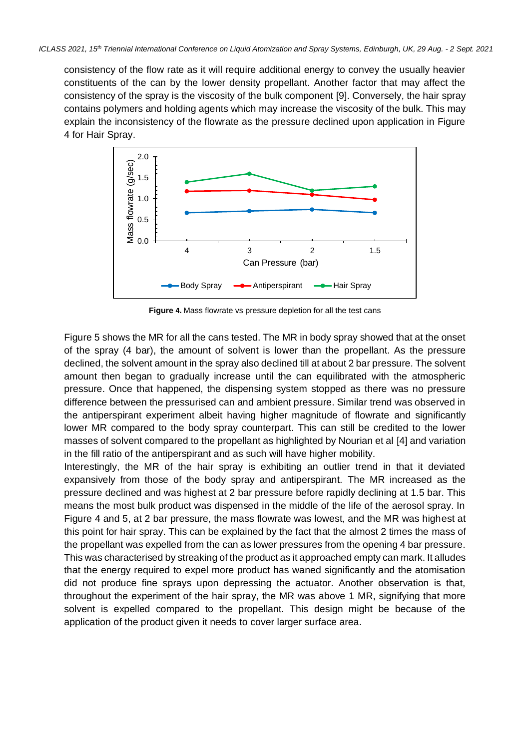consistency of the flow rate as it will require additional energy to convey the usually heavier constituents of the can by the lower density propellant. Another factor that may affect the consistency of the spray is the viscosity of the bulk component [9]. Conversely, the hair spray contains polymers and holding agents which may increase the viscosity of the bulk. This may explain the inconsistency of the flowrate as the pressure declined upon application in Figure 4 for Hair Spray.

**Figure 4.** Mass flowrate vs pressure depletion for all the test cans

Figure 5 shows the MR for all the cans tested. The MR in body spray showed that at the onset of the spray (4 bar), the amount of solvent is lower than the propellant. As the pressure declined, the solvent amount in the spray also declined till at about 2 bar pressure. The solvent amount then began to gradually increase until the can equilibrated with the atmospheric pressure. Once that happened, the dispensing system stopped as there was no pressure difference between the pressurised can and ambient pressure. Similar trend was observed in the antiperspirant experiment albeit having higher magnitude of flowrate and significantly lower MR compared to the body spray counterpart. This can still be credited to the lower masses of solvent compared to the propellant as highlighted by Nourian et al [4] and variation in the fill ratio of the antiperspirant and as such will have higher mobility.

Interestingly, the MR of the hair spray is exhibiting an outlier trend in that it deviated expansively from those of the body spray and antiperspirant. The MR increased as the pressure declined and was highest at 2 bar pressure before rapidly declining at 1.5 bar. This means the most bulk product was dispensed in the middle of the life of the aerosol spray. In Figure 4 and 5, at 2 bar pressure, the mass flowrate was lowest, and the MR was highest at this point for hair spray. This can be explained by the fact that the almost 2 times the mass of the propellant was expelled from the can as lower pressures from the opening 4 bar pressure. This was characterised by streaking of the product as it approached empty can mark. It alludes that the energy required to expel more product has waned significantly and the atomisation did not produce fine sprays upon depressing the actuator. Another observation is that, throughout the experiment of the hair spray, the MR was above 1 MR, signifying that more solvent is expelled compared to the propellant. This design might be because of the application of the product given it needs to cover larger surface area.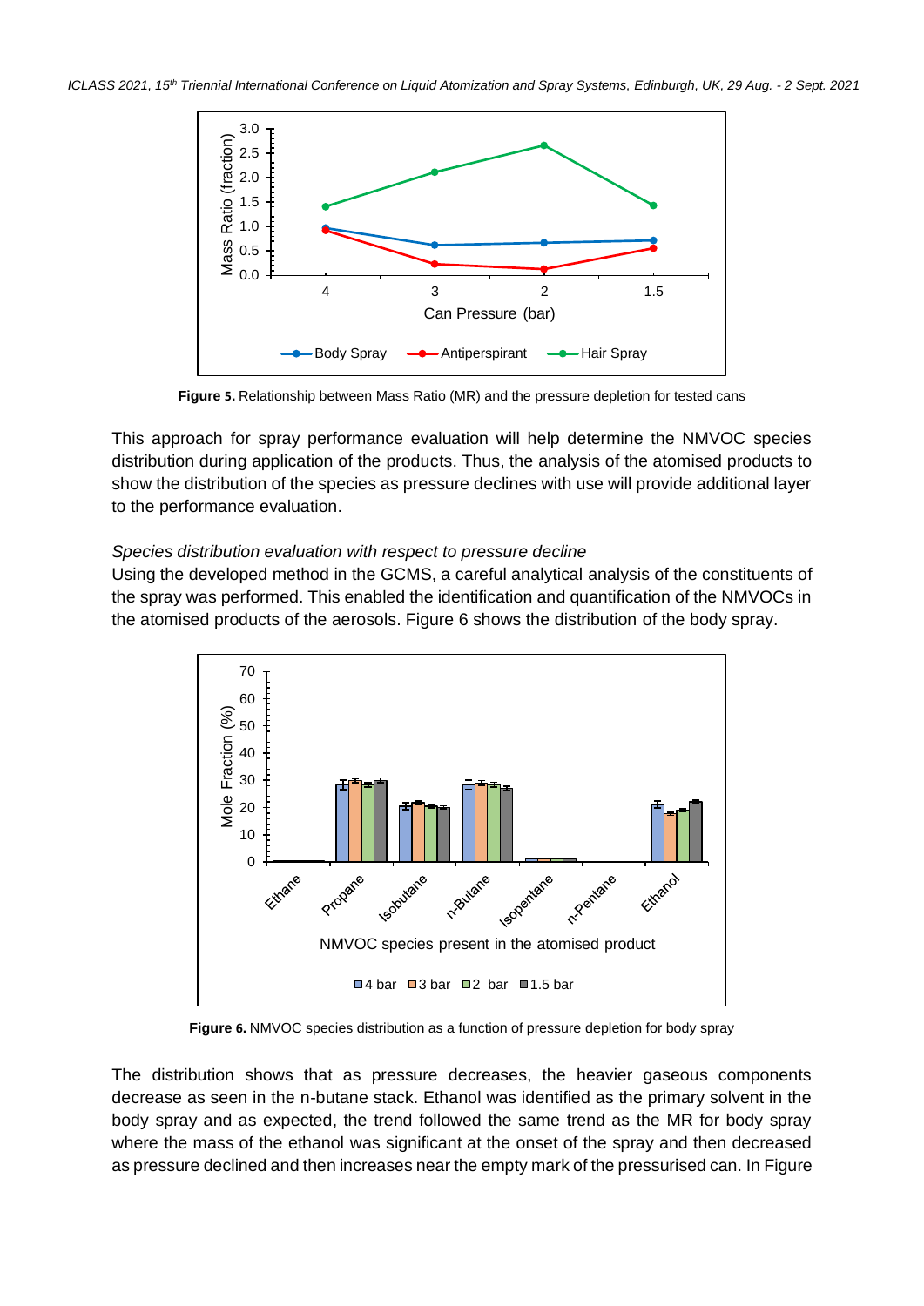**Figure 5.** Relationship between Mass Ratio (MR) and the pressure depletion for tested cans

This approach for spray performance evaluation will help determine the NMVOC species distribution during application of the products. Thus, the analysis of the atomised products to show the distribution of the species as pressure declines with use will provide additional layer to the performance evaluation.

*Species distribution evaluation with respect to pressure decline*

Using the developed method in the GCMS, a careful analytical analysis of the constituents of the spray was performed. This enabled the identification and quantification of the NMVOCs in the atomised products of the aerosols. Figure 6 shows the distribution of the body spray.

**Figure 6.** NMVOC species distribution as a function of pressure depletion for body spray

The distribution shows that as pressure decreases, the heavier gaseous components decrease as seen in the n-butane stack. Ethanol was identified as the primary solvent in the body spray and as expected, the trend followed the same trend as the MR for body spray where the mass of the ethanol was significant at the onset of the spray and then decreased as pressure declined and then increases near the empty mark of the pressurised can. In Figure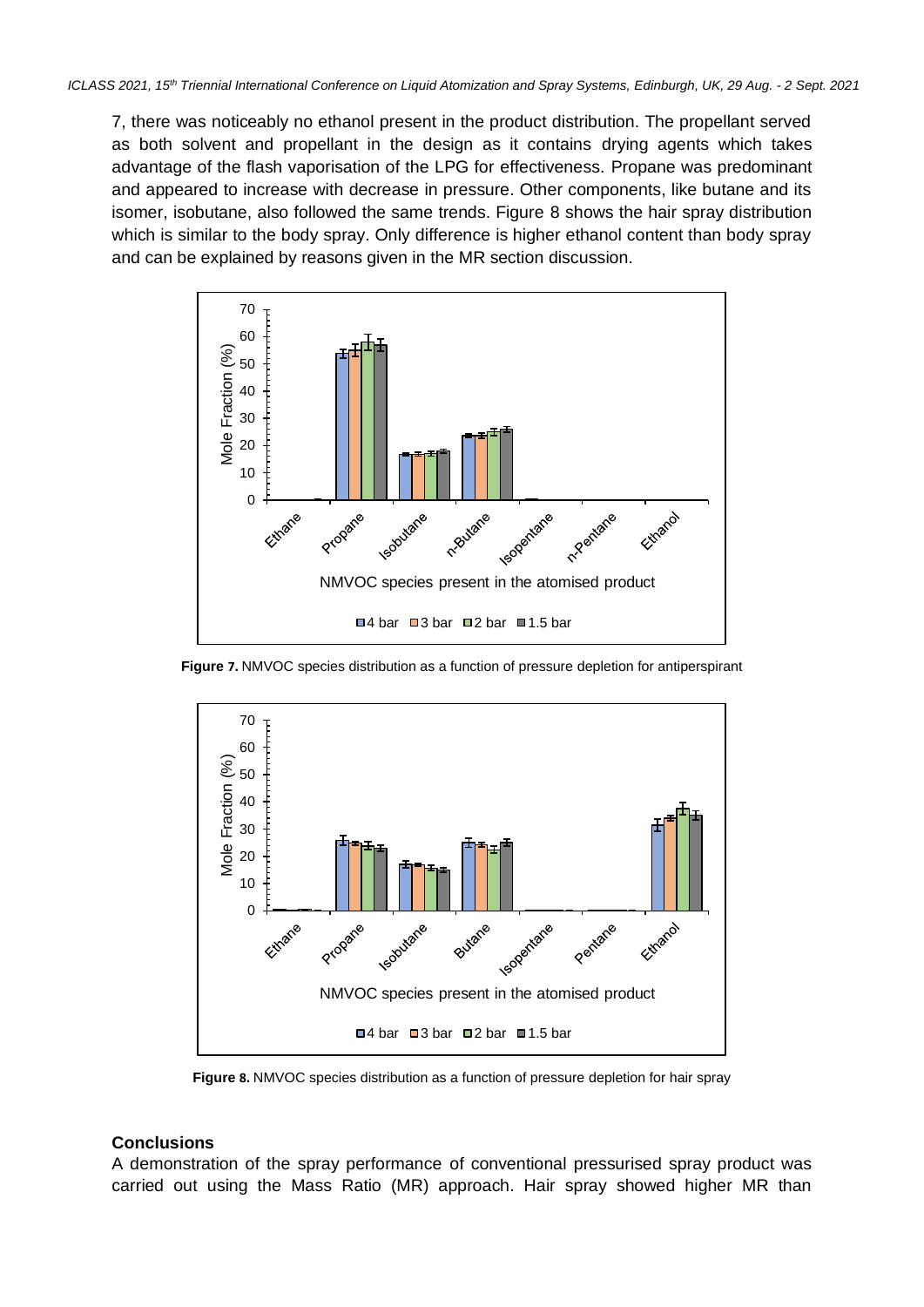7, there was noticeably no ethanol present in the product distribution. The propellant served as both solvent and propellant in the design as it contains drying agents which takes advantage of the flash vaporisation of the LPG for effectiveness. Propane was predominant and appeared to increase with decrease in pressure. Other components, like butane and its isomer, isobutane, also followed the same trends. Figure 8 shows the hair spray distribution which is similar to the body spray. Only difference is higher ethanol content than body spray and can be explained by reasons given in the MR section discussion.

**Figure 7.** NMVOC species distribution as a function of pressure depletion for antiperspirant

**Figure 8.** NMVOC species distribution as a function of pressure depletion for hair spray

## Conclusions

A demonstration of the spray performance of conventional pressurised spray product was carried out using the Mass Ratio (MR) approach. Hair spray showed higher MR than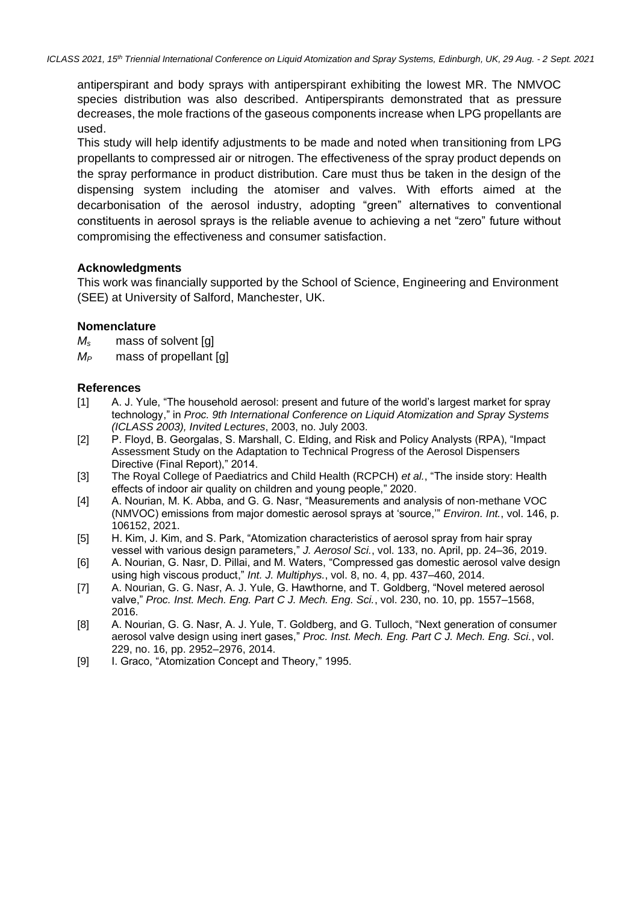antiperspirant and body sprays with antiperspirant exhibiting the lowest MR. The NMVOC species distribution was also described. Antiperspirants demonstrated that as pressure decreases, the mole fractions of the gaseous components increase when LPG propellants are used.

This study will help identify adjustments to be made and noted when transitioning from LPG propellants to compressed air or nitrogen. The effectiveness of the spray product depends on the spray performance in product distribution. Care must thus be taken in the design of the dispensing system including the atomiser and valves. With efforts aimed at the decarbonisation of the aerosol industry, adopting "green" alternatives to conventional constituents in aerosol sprays is the reliable avenue to achieving a net "zero" future without compromising the effectiveness and consumer satisfaction.

### Acknowledgments

This work was financially supported by the School of Science, Engineering and Environment (SEE) at University of Salford, Manchester, UK.

### Nomenclature

$M_s$ mass of solvent [g]

$M_P$ mass of propellant [g]

### References

[1] A. J. Yule, "The household aerosol: present and future of the world's largest market for spray technology," in *Proc. 9th International Conference on Liquid Atomization and Spray Systems (ICLASS 2003), Invited Lectures*, 2003, no. July 2003.

[2] P. Floyd, B. Georgalas, S. Marshall, C. Elding, and Risk and Policy Analysts (RPA), "Impact Assessment Study on the Adaptation to Technical Progress of the Aerosol Dispensers Directive (Final Report)," 2014.

[3] The Royal College of Paediatrics and Child Health (RCPCH) *et al.*, "The inside story: Health effects of indoor air quality on children and young people," 2020.

[4] A. Nourian, M. K. Abba, and G. G. Nasr, "Measurements and analysis of non-methane VOC (NMVOC) emissions from major domestic aerosol sprays at 'source,'" *Environ. Int.*, vol. 146, p. 106152, 2021.

[5] H. Kim, J. Kim, and S. Park, "Atomization characteristics of aerosol spray from hair spray vessel with various design parameters," *J. Aerosol Sci.*, vol. 133, no. April, pp. 24–36, 2019.

[6] A. Nourian, G. Nasr, D. Pillai, and M. Waters, "Compressed gas domestic aerosol valve design using high viscous product," *Int. J. Multiphys.*, vol. 8, no. 4, pp. 437–460, 2014.

[7] A. Nourian, G. G. Nasr, A. J. Yule, G. Hawthorne, and T. Goldberg, "Novel metered aerosol valve," *Proc. Inst. Mech. Eng. Part C J. Mech. Eng. Sci.*, vol. 230, no. 10, pp. 1557–1568, 2016.

[8] A. Nourian, G. G. Nasr, A. J. Yule, T. Goldberg, and G. Tulloch, "Next generation of consumer aerosol valve design using inert gases," *Proc. Inst. Mech. Eng. Part C J. Mech. Eng. Sci.*, vol. 229, no. 16, pp. 2952–2976, 2014.

[9] I. Graco, "Atomization Concept and Theory," 1995.